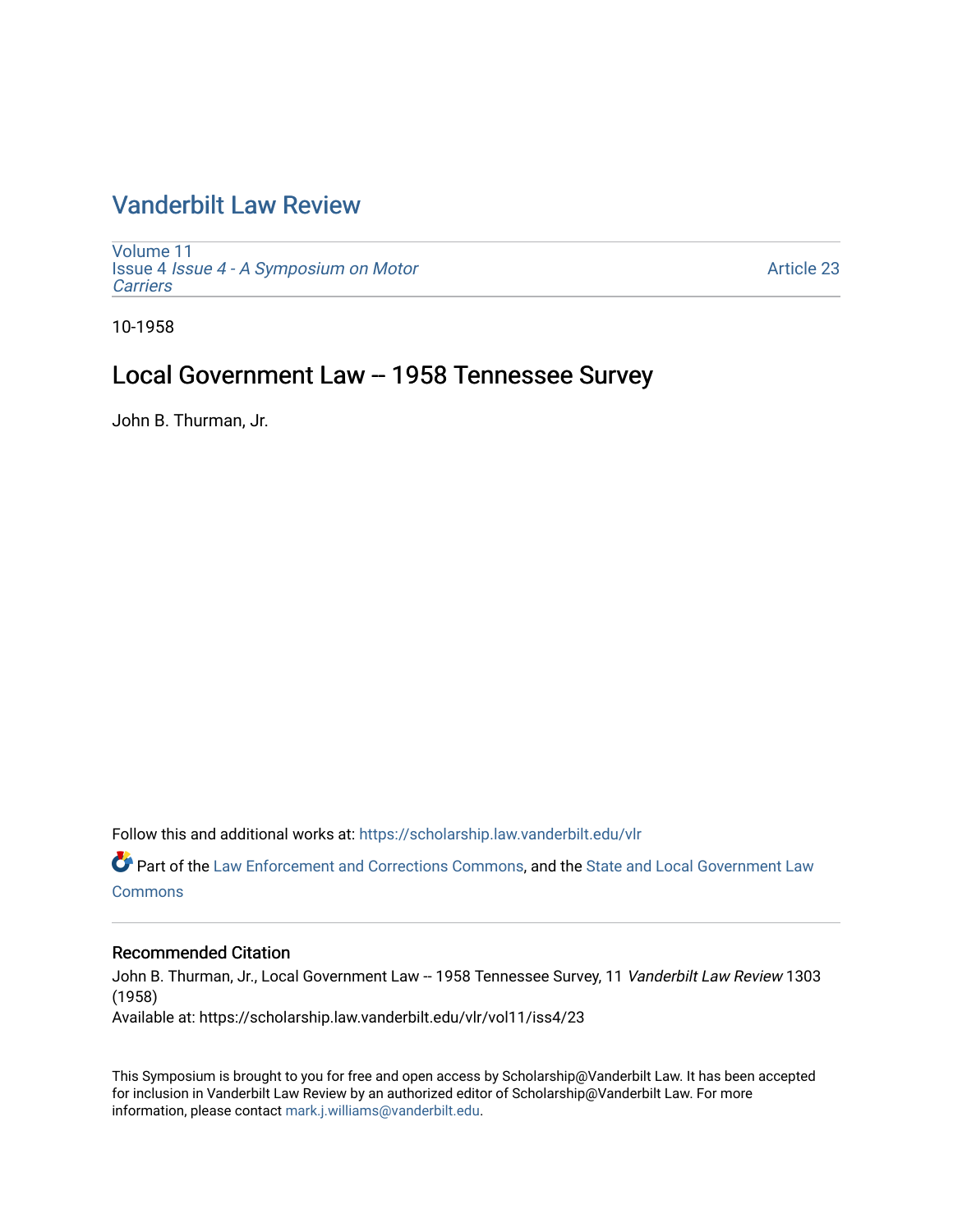# Vanderbilt Law Review

Volume 11
Issue 4 *Issue 4 - A Symposium on Motor Carriers*

Article 23

10-1958

## Local Government Law -- 1958 Tennessee Survey

John B. Thurman, Jr.

Follow this and additional works at: https://scholarship.law.vanderbilt.edu/vlr

Part of the Law Enforcement and Corrections Commons, and the State and Local Government Law Commons

### Recommended Citation

John B. Thurman, Jr., Local Government Law -- 1958 Tennessee Survey, 11 *Vanderbilt Law Review* 1303 (1958)
Available at: https://scholarship.law.vanderbilt.edu/vlr/vol11/iss4/23

This Symposium is brought to you for free and open access by Scholarship@Vanderbilt Law. It has been accepted for inclusion in Vanderbilt Law Review by an authorized editor of Scholarship@Vanderbilt Law. For more information, please contact mark.j.williams@vanderbilt.edu.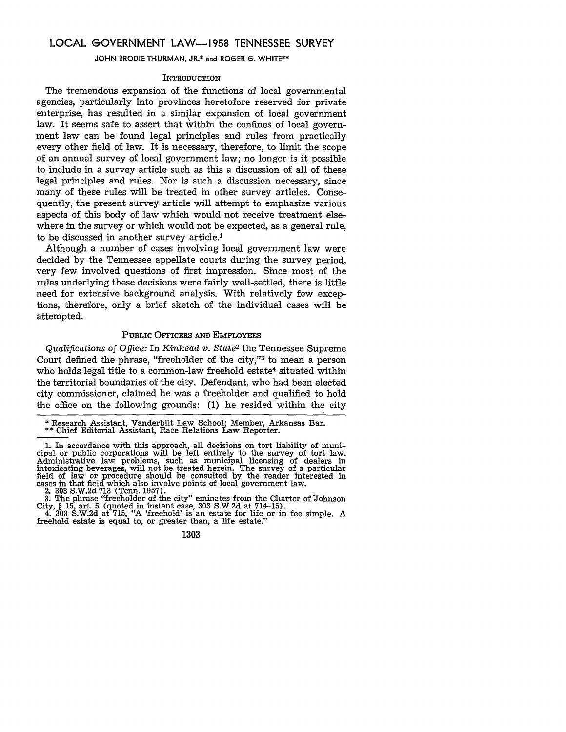# LOCAL GOVERNMENT LAW—1958 TENNESSEE SURVEY

JOHN BRODIE THURMAN, JR.* and ROGER G. WHITE**

## INTRODUCTION

The tremendous expansion of the functions of local governmental agencies, particularly into provinces heretofore reserved for private enterprise, has resulted in a similar expansion of local government law. It seems safe to assert that within the confines of local government law can be found legal principles and rules from practically every other field of law. It is necessary, therefore, to limit the scope of an annual survey of local government law; no longer is it possible to include in a survey article such as this a discussion of all of these legal principles and rules. Nor is such a discussion necessary, since many of these rules will be treated in other survey articles. Consequently, the present survey article will attempt to emphasize various aspects of this body of law which would not receive treatment elsewhere in the survey or which would not be expected, as a general rule, to be discussed in another survey article.[1]

Although a number of cases involving local government law were decided by the Tennessee appellate courts during the survey period, very few involved questions of first impression. Since most of the rules underlying these decisions were fairly well-settled, there is little need for extensive background analysis. With relatively few exceptions, therefore, only a brief sketch of the individual cases will be attempted.

## PUBLIC OFFICERS AND EMPLOYEES

*Qualifications of Office:* In *Kinkead v. State*[2] the Tennessee Supreme Court defined the phrase, "freeholder of the city,"[3] to mean a person who holds legal title to a common-law freehold estate[4] situated within the territorial boundaries of the city. Defendant, who had been elected city commissioner, claimed he was a freeholder and qualified to hold the office on the following grounds: (1) he resided within the city

---

\* Research Assistant, Vanderbilt Law School; Member, Arkansas Bar.

\*\* Chief Editorial Assistant, Race Relations Law Reporter.

1. In accordance with this approach, all decisions on tort liability of municipal or public corporations will be left entirely to the survey of tort law. Administrative law problems, such as municipal licensing of dealers in intoxicating beverages, will not be treated herein. The survey of a particular field of law or procedure should be consulted by the reader interested in cases in that field which also involve points of local government law.

2. 303 S.W.2d 713 (Tenn. 1957).

3. The phrase "freeholder of the city" eminates from the Charter of Johnson City, § 15, art. 5 (quoted in instant case, 303 S.W.2d at 714-15).

4. 303 S.W.2d at 715, "A 'freehold' is an estate for life or in fee simple. A freehold estate is equal to, or greater than, a life estate."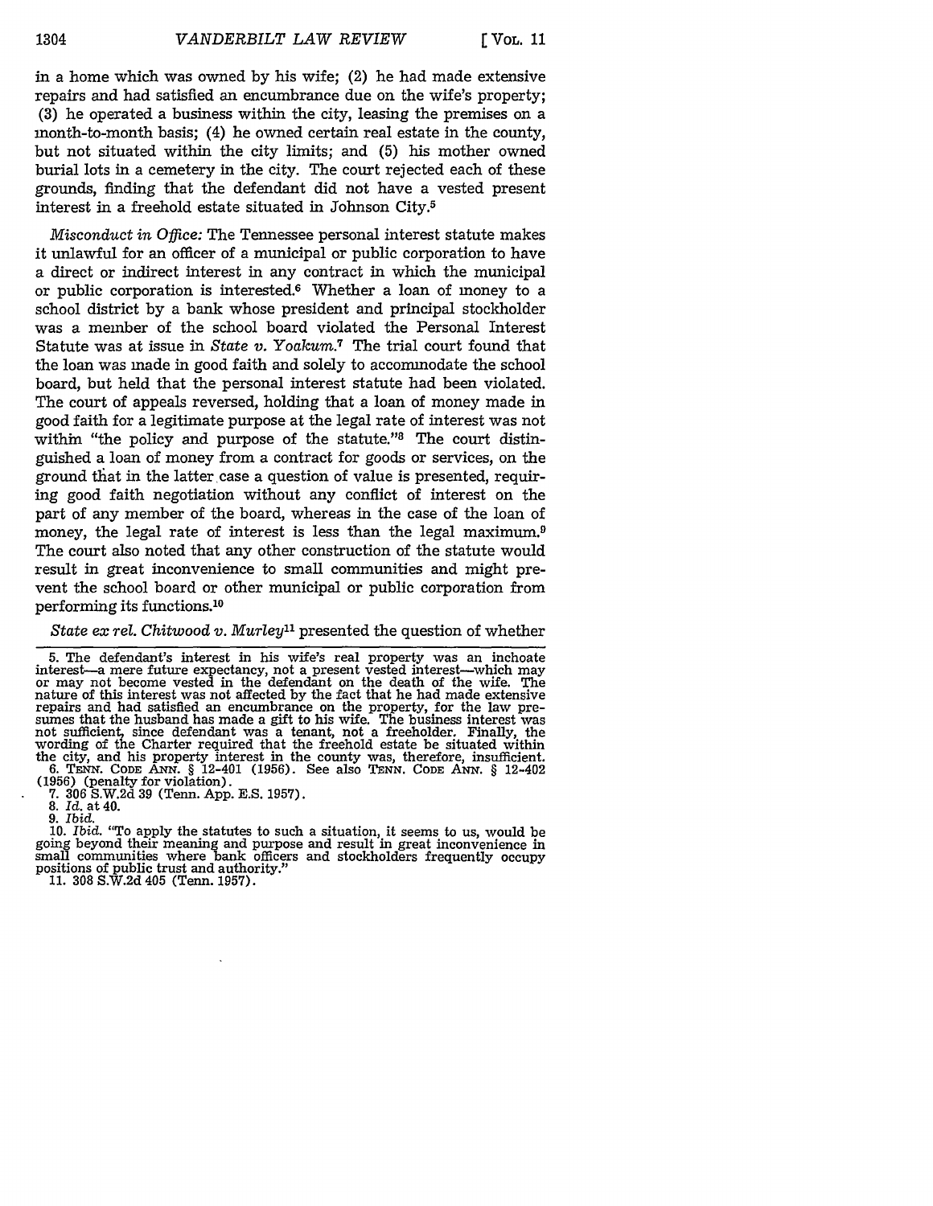in a home which was owned by his wife; (2) he had made extensive repairs and had satisfied an encumbrance due on the wife's property; (3) he operated a business within the city, leasing the premises on a month-to-month basis; (4) he owned certain real estate in the county, but not situated within the city limits; and (5) his mother owned burial lots in a cemetery in the city. The court rejected each of these grounds, finding that the defendant did not have a vested present interest in a freehold estate situated in Johnson City.[5]

*Misconduct in Office:* The Tennessee personal interest statute makes it unlawful for an officer of a municipal or public corporation to have a direct or indirect interest in any contract in which the municipal or public corporation is interested.[6] Whether a loan of money to a school district by a bank whose president and principal stockholder was a member of the school board violated the Personal Interest Statute was at issue in *State v. Yoakum.*[7] The trial court found that the loan was made in good faith and solely to accommodate the school board, but held that the personal interest statute had been violated. The court of appeals reversed, holding that a loan of money made in good faith for a legitimate purpose at the legal rate of interest was not within "the policy and purpose of the statute."[8] The court distinguished a loan of money from a contract for goods or services, on the ground that in the latter case a question of value is presented, requiring good faith negotiation without any conflict of interest on the part of any member of the board, whereas in the case of the loan of money, the legal rate of interest is less than the legal maximum.[9] The court also noted that any other construction of the statute would result in great inconvenience to small communities and might prevent the school board or other municipal or public corporation from performing its functions.[10]

*State ex rel. Chitwood v. Murley*[11] presented the question of whether

---

5. The defendant's interest in his wife's real property was an inchoate interest—a mere future expectancy, not a present vested interest—which may or may not become vested in the defendant on the death of the wife. The nature of this interest was not affected by the fact that he had made extensive repairs and had satisfied an encumbrance on the property, for the law presumes that the husband has made a gift to his wife. The business interest was not sufficient, since defendant was a tenant, not a freeholder. Finally, the wording of the Charter required that the freehold estate be situated within the city, and his property interest in the county was, therefore, insufficient.

6. TENN. CODE ANN. § 12-401 (1956). See also TENN. CODE ANN. § 12-402 (1956) (penalty for violation).

7. 306 S.W.2d 39 (Tenn. App. E.S. 1957).

8. *Id.* at 40.

9. *Ibid.*

10. *Ibid.* "To apply the statutes to such a situation, it seems to us, would be going beyond their meaning and purpose and result in great inconvenience in small communities where bank officers and stockholders frequently occupy positions of public trust and authority."

11. 308 S.W.2d 405 (Tenn. 1957).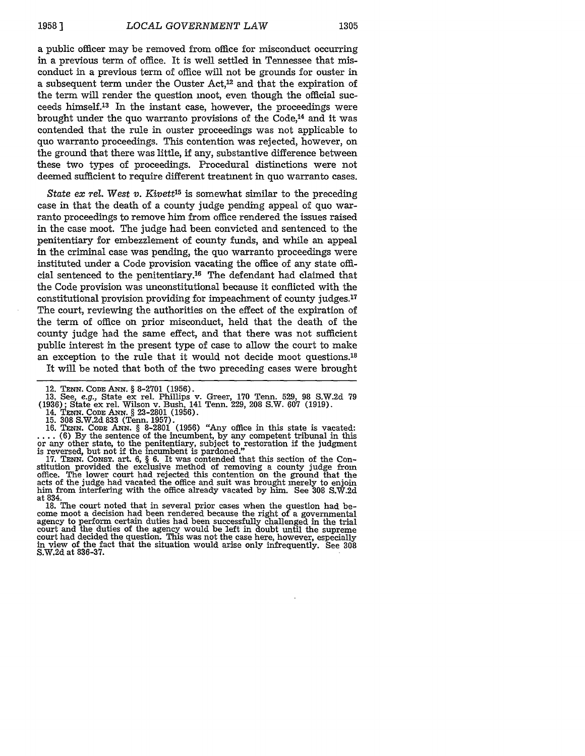a public officer may be removed from office for misconduct occurring in a previous term of office. It is well settled in Tennessee that misconduct in a previous term of office will not be grounds for ouster in a subsequent term under the Ouster Act,[12] and that the expiration of the term will render the question moot, even though the official succeeds himself.[13] In the instant case, however, the proceedings were brought under the quo warranto provisions of the Code,[14] and it was contended that the rule in ouster proceedings was not applicable to quo warranto proceedings. This contention was rejected, however, on the ground that there was little, if any, substantive difference between these two types of proceedings. Procedural distinctions were not deemed sufficient to require different treatment in quo warranto cases.

*State ex rel. West v. Kivett*[15] is somewhat similar to the preceding case in that the death of a county judge pending appeal of quo warranto proceedings to remove him from office rendered the issues raised in the case moot. The judge had been convicted and sentenced to the penitentiary for embezzlement of county funds, and while an appeal in the criminal case was pending, the quo warranto proceedings were instituted under a Code provision vacating the office of any state official sentenced to the penitentiary.[16] The defendant had claimed that the Code provision was unconstitutional because it conflicted with the constitutional provision providing for impeachment of county judges.[17] The court, reviewing the authorities on the effect of the expiration of the term of office on prior misconduct, held that the death of the county judge had the same effect, and that there was not sufficient public interest in the present type of case to allow the court to make an exception to the rule that it would not decide moot questions.[18]

It will be noted that both of the two preceding cases were brought

---

12. TENN. CODE ANN. § 8-2701 (1956).

13. See, *e.g.*, State ex rel. Phillips v. Greer, 170 Tenn. 529, 98 S.W.2d 79 (1936); State ex rel. Wilson v. Bush, 141 Tenn. 229, 208 S.W. 607 (1919).

14. TENN. CODE ANN. § 23-2801 (1956).

15. 308 S.W.2d 833 (Tenn. 1957).

16. TENN. CODE ANN. § 8-2801 (1956) "Any office in this state is vacated: .... (6) By the sentence of the incumbent, by any competent tribunal in this or any other state, to the penitentiary, subject to restoration if the judgment is reversed, but not if the incumbent is pardoned."

17. TENN. CONST. art. 6, § 6. It was contended that this section of the Constitution provided the exclusive method of removing a county judge from office. The lower court had rejected this contention on the ground that the acts of the judge had vacated the office and suit was brought merely to enjoin him from interfering with the office already vacated by him. See 308 S.W.2d at 834.

18. The court noted that in several prior cases when the question had become moot a decision had been rendered because the right of a governmental agency to perform certain duties had been successfully challenged in the trial court and the duties of the agency would be left in doubt until the supreme court had decided the question. This was not the case here, however, especially in view of the fact that the situation would arise only infrequently. See 308 S.W.2d at 836-37.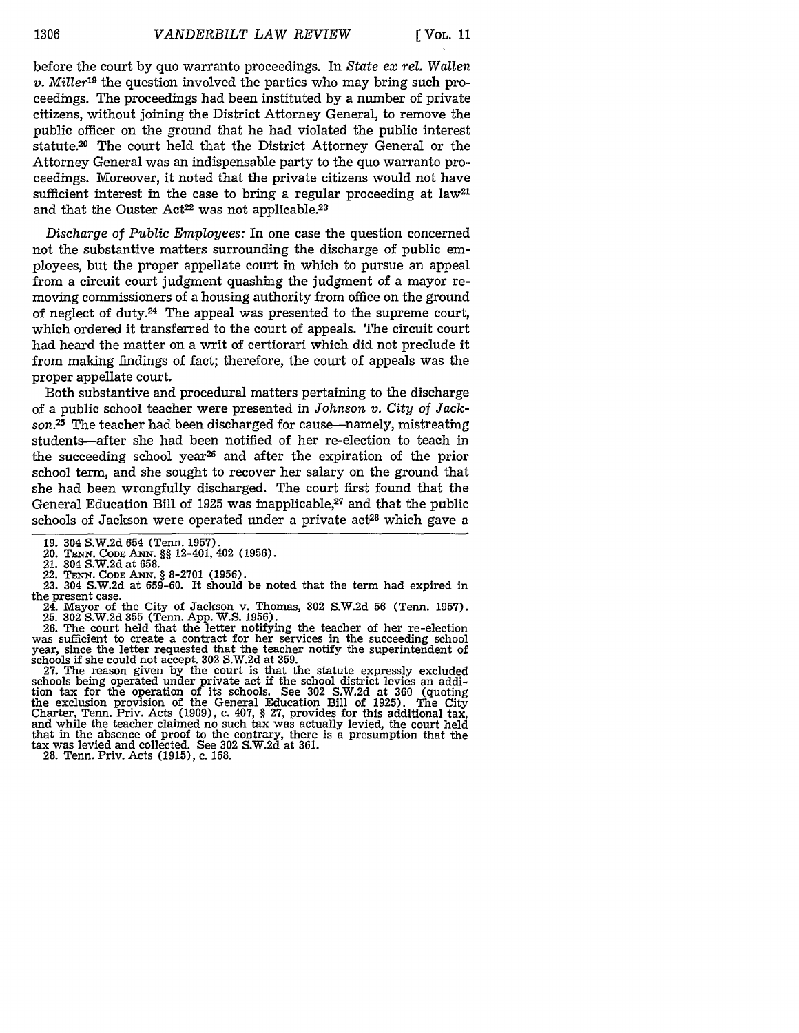before the court by quo warranto proceedings. In *State ex rel. Wallen v. Miller*[19] the question involved the parties who may bring such proceedings. The proceedings had been instituted by a number of private citizens, without joining the District Attorney General, to remove the public officer on the ground that he had violated the public interest statute.[20] The court held that the District Attorney General or the Attorney General was an indispensable party to the quo warranto proceedings. Moreover, it noted that the private citizens would not have sufficient interest in the case to bring a regular proceeding at law[21] and that the Ouster Act[22] was not applicable.[23]

*Discharge of Public Employees:* In one case the question concerned not the substantive matters surrounding the discharge of public employees, but the proper appellate court in which to pursue an appeal from a circuit court judgment quashing the judgment of a mayor removing commissioners of a housing authority from office on the ground of neglect of duty.[24] The appeal was presented to the supreme court, which ordered it transferred to the court of appeals. The circuit court had heard the matter on a writ of certiorari which did not preclude it from making findings of fact; therefore, the court of appeals was the proper appellate court.

Both substantive and procedural matters pertaining to the discharge of a public school teacher were presented in *Johnson v. City of Jackson*.[25] The teacher had been discharged for cause—namely, mistreating students—after she had been notified of her re-election to teach in the succeeding school year[26] and after the expiration of the prior school term, and she sought to recover her salary on the ground that she had been wrongfully discharged. The court first found that the General Education Bill of 1925 was inapplicable,[27] and that the public schools of Jackson were operated under a private act[28] which gave a

---

19. 304 S.W.2d 654 (Tenn. 1957).
20. TENN. CODE ANN. §§ 12-401, 402 (1956).
21. 304 S.W.2d at 658.
22. TENN. CODE ANN. § 8-2701 (1956).
23. 304 S.W.2d at 659-60. It should be noted that the term had expired in the present case.
24. Mayor of the City of Jackson v. Thomas, 302 S.W.2d 56 (Tenn. 1957).
25. 302 S.W.2d 355 (Tenn. App. W.S. 1956).
26. The court held that the letter notifying the teacher of her re-election was sufficient to create a contract for her services in the succeeding school year, since the letter requested that the teacher notify the superintendent of schools if she could not accept. 302 S.W.2d at 359.
27. The reason given by the court is that the statute expressly excluded schools being operated under private act if the school district levies an addition tax for the operation of its schools. See 302 S.W.2d at 360 (quoting the exclusion provision of the General Education Bill of 1925). The City Charter, Tenn. Priv. Acts (1909), c. 407, § 27, provides for this additional tax, and while the teacher claimed no such tax was actually levied, the court held that in the absence of proof to the contrary, there is a presumption that the tax was levied and collected. See 302 S.W.2d at 361.
28. Tenn. Priv. Acts (1915), c. 168.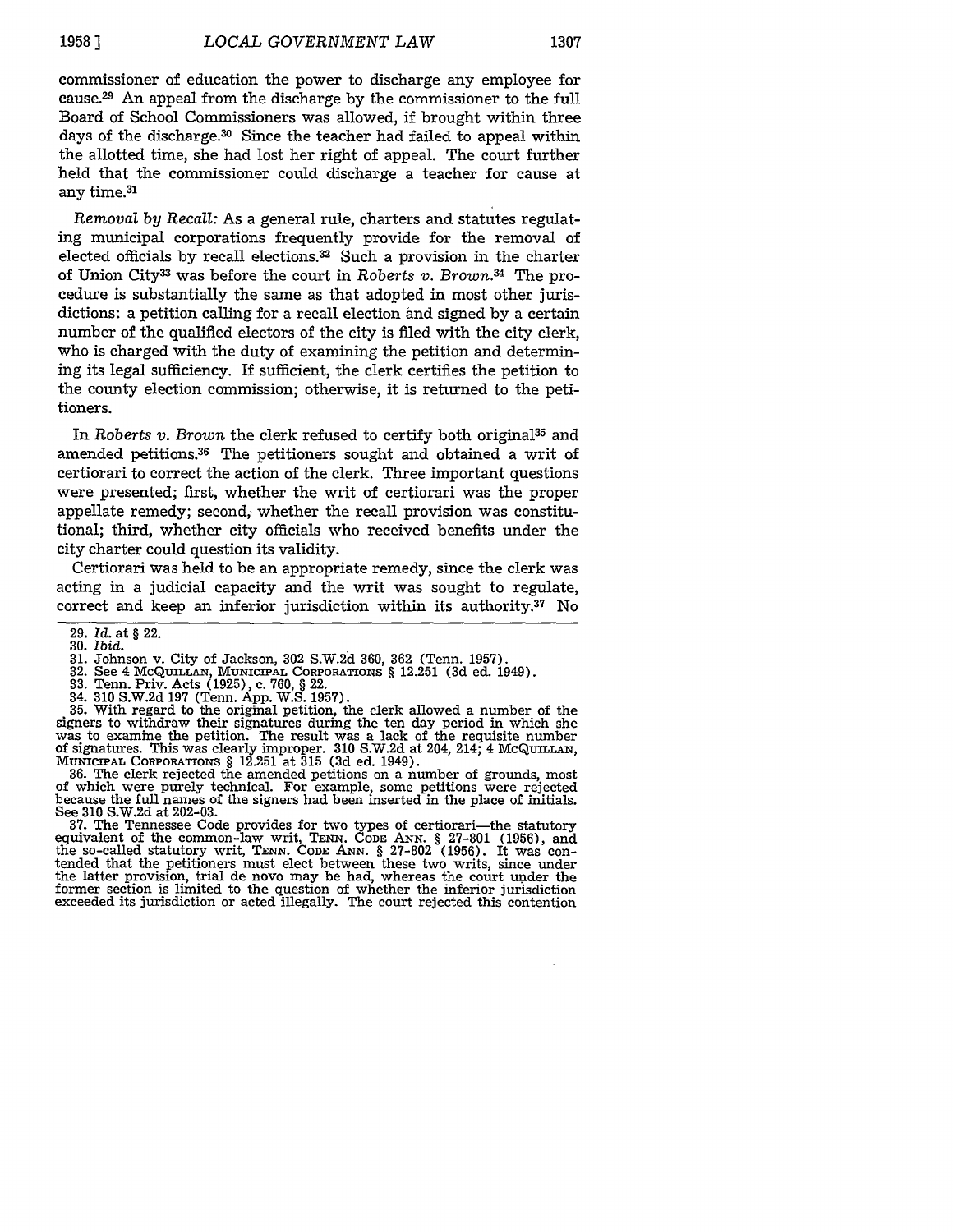commissioner of education the power to discharge any employee for cause.[29] An appeal from the discharge by the commissioner to the full Board of School Commissioners was allowed, if brought within three days of the discharge.[30] Since the teacher had failed to appeal within the allotted time, she had lost her right of appeal. The court further held that the commissioner could discharge a teacher for cause at any time.[31]

*Removal by Recall:* As a general rule, charters and statutes regulating municipal corporations frequently provide for the removal of elected officials by recall elections.[32] Such a provision in the charter of Union City[33] was before the court in *Roberts v. Brown.*[34] The procedure is substantially the same as that adopted in most other jurisdictions: a petition calling for a recall election and signed by a certain number of the qualified electors of the city is filed with the city clerk, who is charged with the duty of examining the petition and determining its legal sufficiency. If sufficient, the clerk certifies the petition to the county election commission; otherwise, it is returned to the petitioners.

In *Roberts v. Brown* the clerk refused to certify both original[35] and amended petitions.[36] The petitioners sought and obtained a writ of certiorari to correct the action of the clerk. Three important questions were presented; first, whether the writ of certiorari was the proper appellate remedy; second, whether the recall provision was constitutional; third, whether city officials who received benefits under the city charter could question its validity.

Certiorari was held to be an appropriate remedy, since the clerk was acting in a judicial capacity and the writ was sought to regulate, correct and keep an inferior jurisdiction within its authority.[37] No

29. *Id.* at § 22.
30. *Ibid.*
31. Johnson v. City of Jackson, 302 S.W.2d 360, 362 (Tenn. 1957).
32. See 4 McQuillan, Municipal Corporations § 12.251 (3d ed. 1949).
33. Tenn. Priv. Acts (1925), c. 760, § 22.
34. 310 S.W.2d 197 (Tenn. App. W.S. 1957).
35. With regard to the original petition, the clerk allowed a number of the signers to withdraw their signatures during the ten day period in which she was to examine the petition. The result was a lack of the requisite number of signatures. This was clearly improper. 310 S.W.2d at 204, 214; 4 McQuillan, Municipal Corporations § 12.251 at 315 (3d ed. 1949).
36. The clerk rejected the amended petitions on a number of grounds, most of which were purely technical. For example, some petitions were rejected because the full names of the signers had been inserted in the place of initials. See 310 S.W.2d at 202-03.
37. The Tennessee Code provides for two types of certiorari—the statutory equivalent of the common-law writ, Tenn. Code Ann. § 27-801 (1956), and the so-called statutory writ, Tenn. Code Ann. § 27-802 (1956). It was contended that the petitioners must elect between these two writs, since under the latter provision, trial de novo may be had, whereas the court under the former section is limited to the question of whether the inferior jurisdiction exceeded its jurisdiction or acted illegally. The court rejected this contention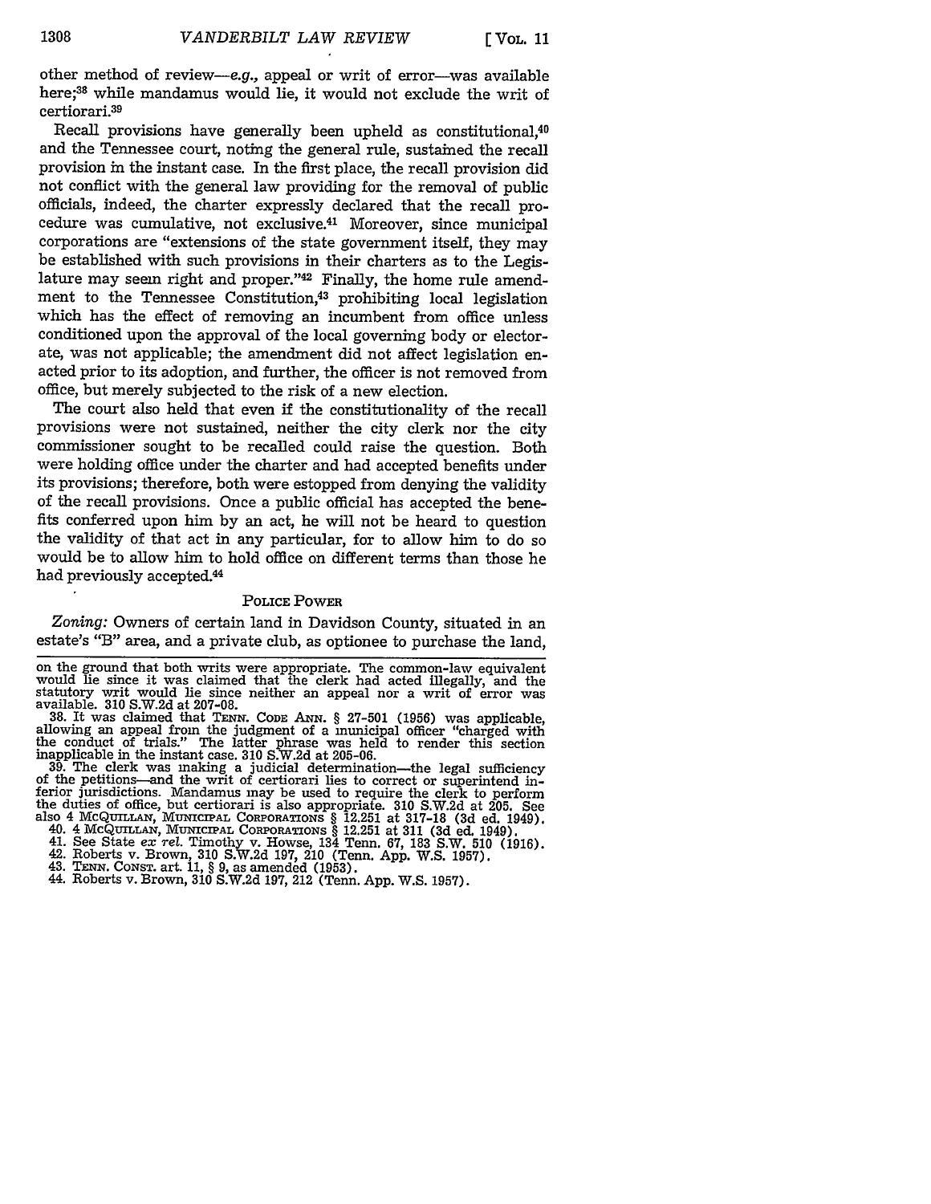other method of review—*e.g.*, appeal or writ of error—was available here;[38] while mandamus would lie, it would not exclude the writ of certiorari.[39]

Recall provisions have generally been upheld as constitutional,[40] and the Tennessee court, noting the general rule, sustained the recall provision in the instant case. In the first place, the recall provision did not conflict with the general law providing for the removal of public officials, indeed, the charter expressly declared that the recall procedure was cumulative, not exclusive.[41] Moreover, since municipal corporations are "extensions of the state government itself, they may be established with such provisions in their charters as to the Legislature may seem right and proper."[42] Finally, the home rule amendment to the Tennessee Constitution,[43] prohibiting local legislation which has the effect of removing an incumbent from office unless conditioned upon the approval of the local governing body or electorate, was not applicable; the amendment did not affect legislation enacted prior to its adoption, and further, the officer is not removed from office, but merely subjected to the risk of a new election.

The court also held that even if the constitutionality of the recall provisions were not sustained, neither the city clerk nor the city commissioner sought to be recalled could raise the question. Both were holding office under the charter and had accepted benefits under its provisions; therefore, both were estopped from denying the validity of the recall provisions. Once a public official has accepted the benefits conferred upon him by an act, he will not be heard to question the validity of that act in any particular, for to allow him to do so would be to allow him to hold office on different terms than those he had previously accepted.[44]

## POLICE POWER

*Zoning:* Owners of certain land in Davidson County, situated in an estate's "B" area, and a private club, as optionee to purchase the land,

---

on the ground that both writs were appropriate. The common-law equivalent would lie since it was claimed that the clerk had acted illegally, and the statutory writ would lie since neither an appeal nor a writ of error was available. 310 S.W.2d at 207-08.

38. It was claimed that TENN. CODE ANN. § 27-501 (1956) was applicable, allowing an appeal from the judgment of a municipal officer "charged with the conduct of trials." The latter phrase was held to render this section inapplicable in the instant case. 310 S.W.2d at 205-06.

39. The clerk was making a judicial determination—the legal sufficiency of the petitions—and the writ of certiorari lies to correct or superintend inferior jurisdictions. Mandamus may be used to require the clerk to perform the duties of office, but certiorari is also appropriate. 310 S.W.2d at 205. See also 4 MCQUILLAN, MUNICIPAL CORPORATIONS § 12.251 at 317-18 (3d ed. 1949).

40. 4 MCQUILLAN, MUNICIPAL CORPORATIONS § 12.251 at 311 (3d ed. 1949).

41. See State *ex rel.* Timothy v. Howse, 134 Tenn. 67, 183 S.W. 510 (1916).

42. Roberts v. Brown, 310 S.W.2d 197, 210 (Tenn. App. W.S. 1957).

43. TENN. CONST. art. 11, § 9, as amended (1953).

44. Roberts v. Brown, 310 S.W.2d 197, 212 (Tenn. App. W.S. 1957).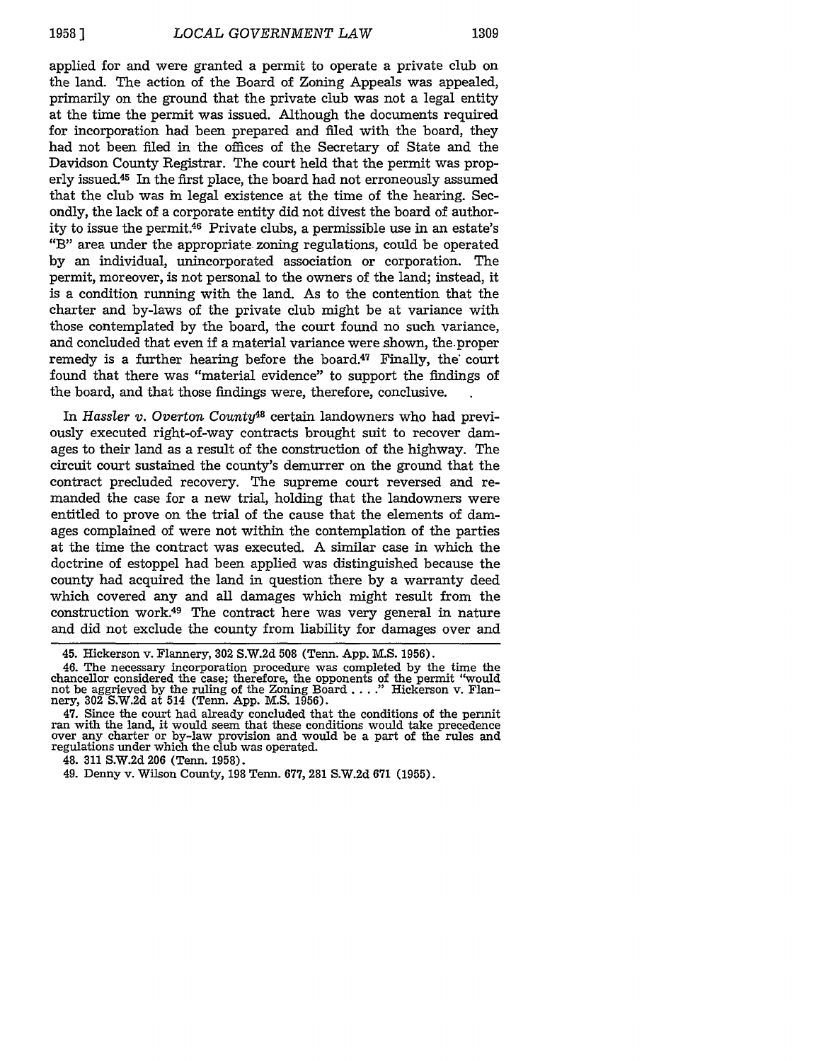applied for and were granted a permit to operate a private club on the land. The action of the Board of Zoning Appeals was appealed, primarily on the ground that the private club was not a legal entity at the time the permit was issued. Although the documents required for incorporation had been prepared and filed with the board, they had not been filed in the offices of the Secretary of State and the Davidson County Registrar. The court held that the permit was properly issued.[45] In the first place, the board had not erroneously assumed that the club was in legal existence at the time of the hearing. Secondly, the lack of a corporate entity did not divest the board of authority to issue the permit.[46] Private clubs, a permissible use in an estate's "B" area under the appropriate zoning regulations, could be operated by an individual, unincorporated association or corporation. The permit, moreover, is not personal to the owners of the land; instead, it is a condition running with the land. As to the contention that the charter and by-laws of the private club might be at variance with those contemplated by the board, the court found no such variance, and concluded that even if a material variance were shown, the proper remedy is a further hearing before the board.[47] Finally, the court found that there was "material evidence" to support the findings of the board, and that those findings were, therefore, conclusive.

In *Hassler v. Overton County*[48] certain landowners who had previously executed right-of-way contracts brought suit to recover damages to their land as a result of the construction of the highway. The circuit court sustained the county's demurrer on the ground that the contract precluded recovery. The supreme court reversed and remanded the case for a new trial, holding that the landowners were entitled to prove on the trial of the cause that the elements of damages complained of were not within the contemplation of the parties at the time the contract was executed. A similar case in which the doctrine of estoppel had been applied was distinguished because the county had acquired the land in question there by a warranty deed which covered any and all damages which might result from the construction work.[49] The contract here was very general in nature and did not exclude the county from liability for damages over and

---

45. Hickerson v. Flannery, 302 S.W.2d 508 (Tenn. App. M.S. 1956).

46. The necessary incorporation procedure was completed by the time the chancellor considered the case; therefore, the opponents of the permit "would not be aggrieved by the ruling of the Zoning Board . . . ." Hickerson v. Flannery, 302 S.W.2d at 514 (Tenn. App. M.S. 1956).

47. Since the court had already concluded that the conditions of the permit ran with the land, it would seem that these conditions would take precedence over any charter or by-law provision and would be a part of the rules and regulations under which the club was operated.

48. 311 S.W.2d 206 (Tenn. 1958).

49. Denny v. Wilson County, 198 Tenn. 677, 281 S.W.2d 671 (1955).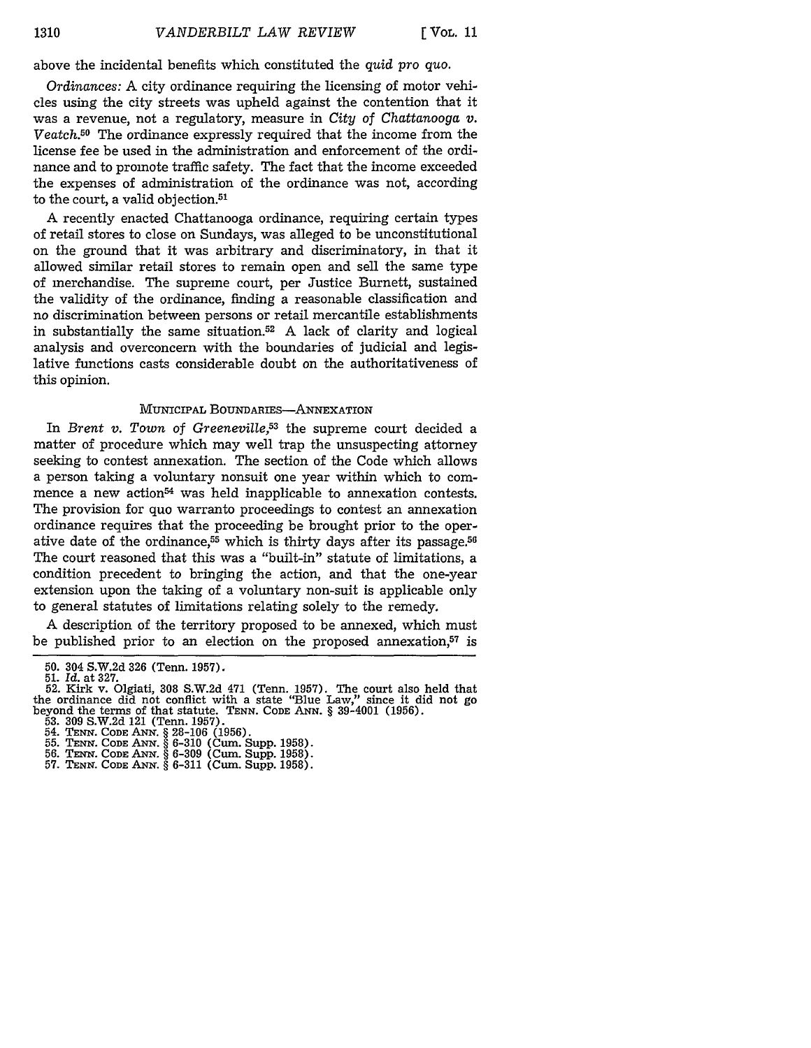above the incidental benefits which constituted the *quid pro quo.*

*Ordinances:* A city ordinance requiring the licensing of motor vehicles using the city streets was upheld against the contention that it was a revenue, not a regulatory, measure in *City of Chattanooga v. Veatch.*[50] The ordinance expressly required that the income from the license fee be used in the administration and enforcement of the ordinance and to promote traffic safety. The fact that the income exceeded the expenses of administration of the ordinance was not, according to the court, a valid objection.[51]

A recently enacted Chattanooga ordinance, requiring certain types of retail stores to close on Sundays, was alleged to be unconstitutional on the ground that it was arbitrary and discriminatory, in that it allowed similar retail stores to remain open and sell the same type of merchandise. The supreme court, per Justice Burnett, sustained the validity of the ordinance, finding a reasonable classification and no discrimination between persons or retail mercantile establishments in substantially the same situation.[52] A lack of clarity and logical analysis and overconcern with the boundaries of judicial and legislative functions casts considerable doubt on the authoritativeness of this opinion.

### MUNICIPAL BOUNDARIES—ANNEXATION

In *Brent v. Town of Greeneville,*[53] the supreme court decided a matter of procedure which may well trap the unsuspecting attorney seeking to contest annexation. The section of the Code which allows a person taking a voluntary nonsuit one year within which to commence a new action[54] was held inapplicable to annexation contests. The provision for quo warranto proceedings to contest an annexation ordinance requires that the proceeding be brought prior to the operative date of the ordinance,[55] which is thirty days after its passage.[56] The court reasoned that this was a "built-in" statute of limitations, a condition precedent to bringing the action, and that the one-year extension upon the taking of a voluntary non-suit is applicable only to general statutes of limitations relating solely to the remedy.

A description of the territory proposed to be annexed, which must be published prior to an election on the proposed annexation,[57] is

---

50. 304 S.W.2d 326 (Tenn. 1957).
51. *Id.* at 327.
52. Kirk v. Olgiati, 308 S.W.2d 471 (Tenn. 1957). The court also held that the ordinance did not conflict with a state "Blue Law," since it did not go beyond the terms of that statute. TENN. CODE ANN. § 39-4001 (1956).
53. 309 S.W.2d 121 (Tenn. 1957).
54. TENN. CODE ANN. § 28-106 (1956).
55. TENN. CODE ANN. § 6-310 (Cum. Supp. 1958).
56. TENN. CODE ANN. § 6-309 (Cum. Supp. 1958).
57. TENN. CODE ANN. § 6-311 (Cum. Supp. 1958).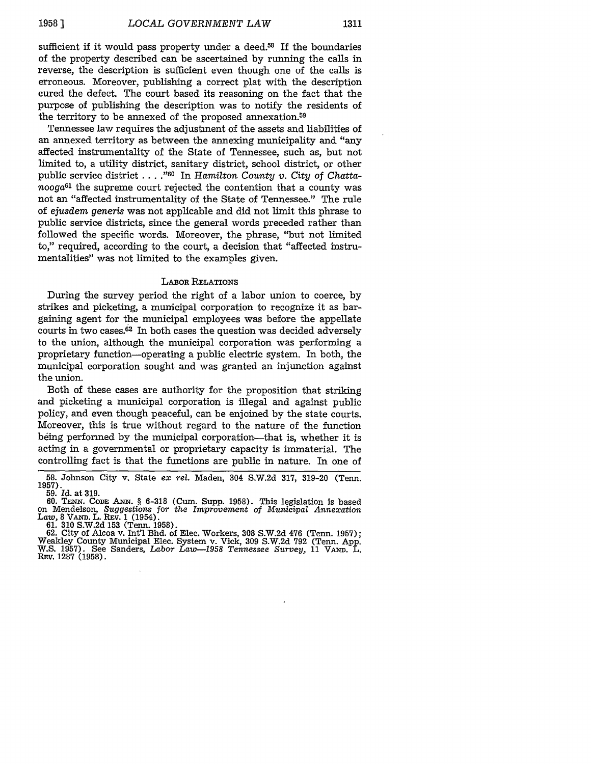sufficient if it would pass property under a deed.[58] If the boundaries of the property described can be ascertained by running the calls in reverse, the description is sufficient even though one of the calls is erroneous. Moreover, publishing a correct plat with the description cured the defect. The court based its reasoning on the fact that the purpose of publishing the description was to notify the residents of the territory to be annexed of the proposed annexation.[59]

Tennessee law requires the adjustment of the assets and liabilities of an annexed territory as between the annexing municipality and "any affected instrumentality of the State of Tennessee, such as, but not limited to, a utility district, sanitary district, school district, or other public service district . . . ."[60] In *Hamilton County v. City of Chattanooga*[61] the supreme court rejected the contention that a county was not an "affected instrumentality of the State of Tennessee." The rule of *ejusdem generis* was not applicable and did not limit this phrase to public service districts, since the general words preceded rather than followed the specific words. Moreover, the phrase, "but not limited to," required, according to the court, a decision that "affected instrumentalities" was not limited to the examples given.

## LABOR RELATIONS

During the survey period the right of a labor union to coerce, by strikes and picketing, a municipal corporation to recognize it as bargaining agent for the municipal employees was before the appellate courts in two cases.[62] In both cases the question was decided adversely to the union, although the municipal corporation was performing a proprietary function—operating a public electric system. In both, the municipal corporation sought and was granted an injunction against the union.

Both of these cases are authority for the proposition that striking and picketing a municipal corporation is illegal and against public policy, and even though peaceful, can be enjoined by the state courts. Moreover, this is true without regard to the nature of the function being performed by the municipal corporation—that is, whether it is acting in a governmental or proprietary capacity is immaterial. The controlling fact is that the functions are public in nature. In one of

---

58. Johnson City v. State *ex rel.* Maden, 304 S.W.2d 317, 319-20 (Tenn. 1957).

59. *Id.* at 319.

60. TENN. CODE ANN. § 6-318 (Cum. Supp. 1958). This legislation is based on Mendelson, *Suggestions for the Improvement of Municipal Annexation Law*, 8 VAND. L. REV. 1 (1954).

61. 310 S.W.2d 153 (Tenn. 1958).

62. City of Alcoa v. Int'l Bhd. of Elec. Workers, 308 S.W.2d 476 (Tenn. 1957); Weakley County Municipal Elec. System v. Vick, 309 S.W.2d 792 (Tenn. App. W.S. 1957). See Sanders, *Labor Law—1958 Tennessee Survey*, 11 VAND. L. REV. 1287 (1958).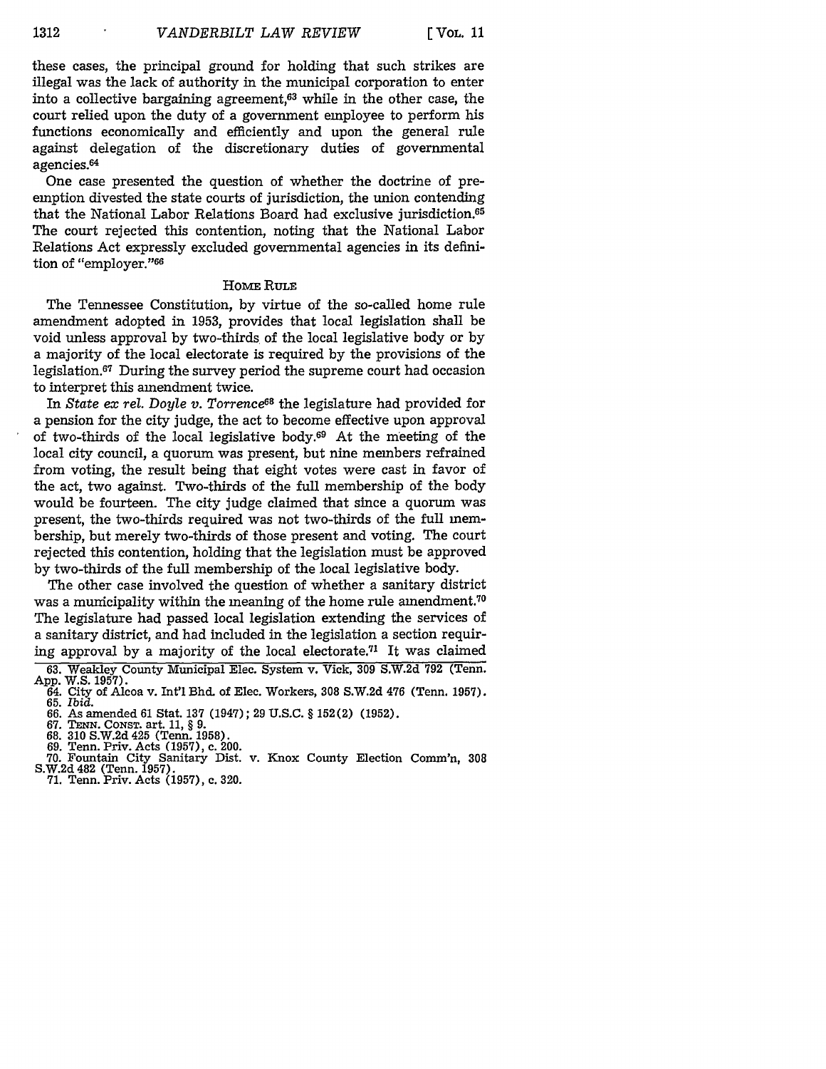these cases, the principal ground for holding that such strikes are illegal was the lack of authority in the municipal corporation to enter into a collective bargaining agreement,[63] while in the other case, the court relied upon the duty of a government employee to perform his functions economically and efficiently and upon the general rule against delegation of the discretionary duties of governmental agencies.[64]

One case presented the question of whether the doctrine of pre-emption divested the state courts of jurisdiction, the union contending that the National Labor Relations Board had exclusive jurisdiction.[65] The court rejected this contention, noting that the National Labor Relations Act expressly excluded governmental agencies in its definition of "employer."[66]

## HOME RULE

The Tennessee Constitution, by virtue of the so-called home rule amendment adopted in 1953, provides that local legislation shall be void unless approval by two-thirds of the local legislative body or by a majority of the local electorate is required by the provisions of the legislation.[67] During the survey period the supreme court had occasion to interpret this amendment twice.

In *State ex rel. Doyle v. Torrence*[68] the legislature had provided for a pension for the city judge, the act to become effective upon approval of two-thirds of the local legislative body.[69] At the meeting of the local city council, a quorum was present, but nine members refrained from voting, the result being that eight votes were cast in favor of the act, two against. Two-thirds of the full membership of the body would be fourteen. The city judge claimed that since a quorum was present, the two-thirds required was not two-thirds of the full membership, but merely two-thirds of those present and voting. The court rejected this contention, holding that the legislation must be approved by two-thirds of the full membership of the local legislative body.

The other case involved the question of whether a sanitary district was a municipality within the meaning of the home rule amendment.[70] The legislature had passed local legislation extending the services of a sanitary district, and had included in the legislation a section requiring approval by a majority of the local electorate.[71] It was claimed

---

63. Weakley County Municipal Elec. System v. Vick, 309 S.W.2d 792 (Tenn. App. W.S. 1957).
64. City of Alcoa v. Int'l Bhd. of Elec. Workers, 308 S.W.2d 476 (Tenn. 1957).
65. *Ibid.*
66. As amended 61 Stat. 137 (1947); 29 U.S.C. § 152(2) (1952).
67. TENN. CONST. art. 11, § 9.
68. 310 S.W.2d 425 (Tenn. 1958).
69. Tenn. Priv. Acts (1957), c. 200.
70. Fountain City Sanitary Dist. v. Knox County Election Comm'n, 308 S.W.2d 482 (Tenn. 1957).
71. Tenn. Priv. Acts (1957), c. 320.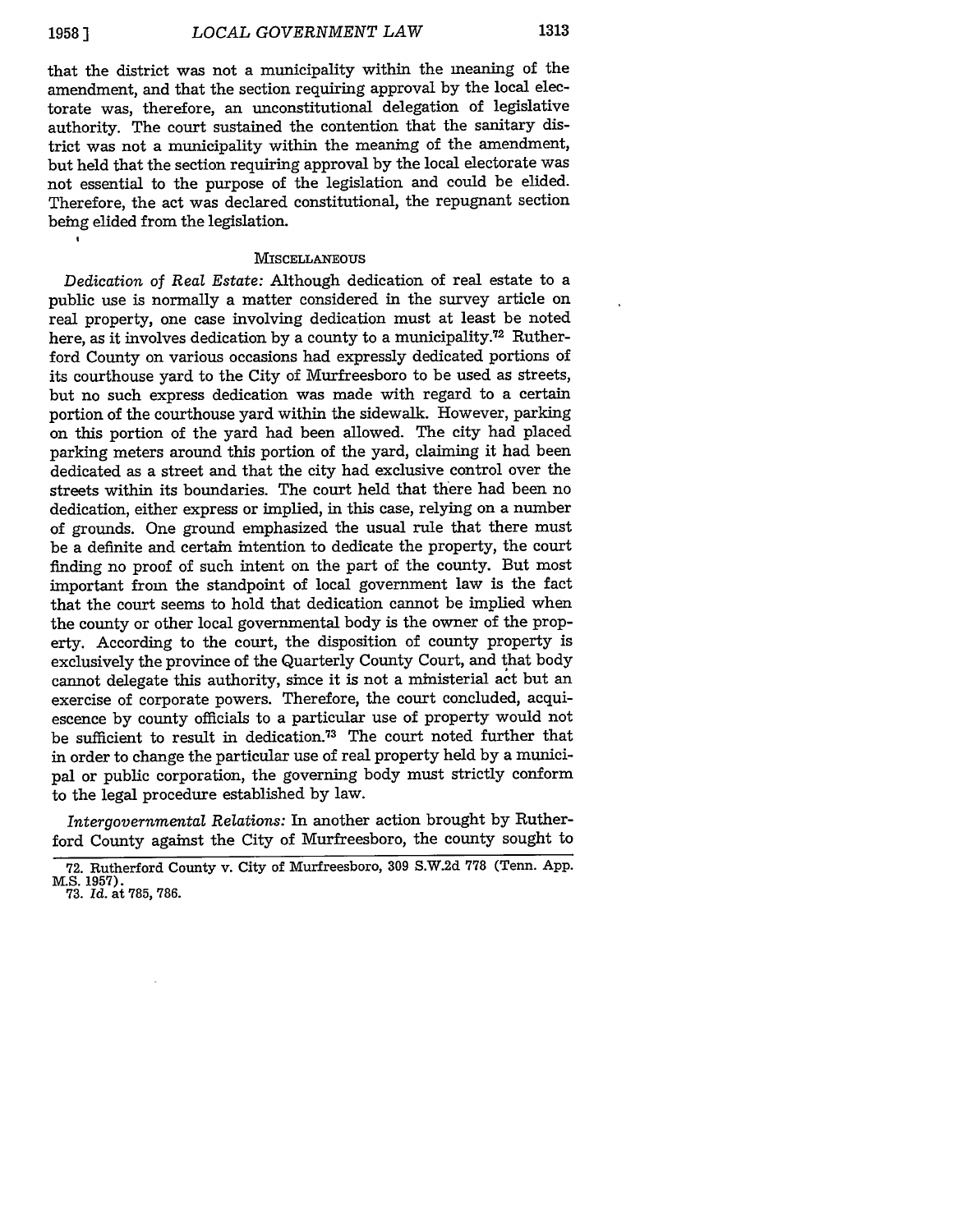that the district was not a municipality within the meaning of the amendment, and that the section requiring approval by the local electorate was, therefore, an unconstitutional delegation of legislative authority. The court sustained the contention that the sanitary district was not a municipality within the meaning of the amendment, but held that the section requiring approval by the local electorate was not essential to the purpose of the legislation and could be elided. Therefore, the act was declared constitutional, the repugnant section being elided from the legislation.

### MISCELLANEOUS

*Dedication of Real Estate:* Although dedication of real estate to a public use is normally a matter considered in the survey article on real property, one case involving dedication must at least be noted here, as it involves dedication by a county to a municipality.[72] Rutherford County on various occasions had expressly dedicated portions of its courthouse yard to the City of Murfreesboro to be used as streets, but no such express dedication was made with regard to a certain portion of the courthouse yard within the sidewalk. However, parking on this portion of the yard had been allowed. The city had placed parking meters around this portion of the yard, claiming it had been dedicated as a street and that the city had exclusive control over the streets within its boundaries. The court held that there had been no dedication, either express or implied, in this case, relying on a number of grounds. One ground emphasized the usual rule that there must be a definite and certain intention to dedicate the property, the court finding no proof of such intent on the part of the county. But most important from the standpoint of local government law is the fact that the court seems to hold that dedication cannot be implied when the county or other local governmental body is the owner of the property. According to the court, the disposition of county property is exclusively the province of the Quarterly County Court, and that body cannot delegate this authority, since it is not a ministerial act but an exercise of corporate powers. Therefore, the court concluded, acquiescence by county officials to a particular use of property would not be sufficient to result in dedication.[73] The court noted further that in order to change the particular use of real property held by a municipal or public corporation, the governing body must strictly conform to the legal procedure established by law.

*Intergovernmental Relations:* In another action brought by Rutherford County against the City of Murfreesboro, the county sought to

---

72. Rutherford County v. City of Murfreesboro, 309 S.W.2d 778 (Tenn. App. M.S. 1957).

73. *Id.* at 785, 786.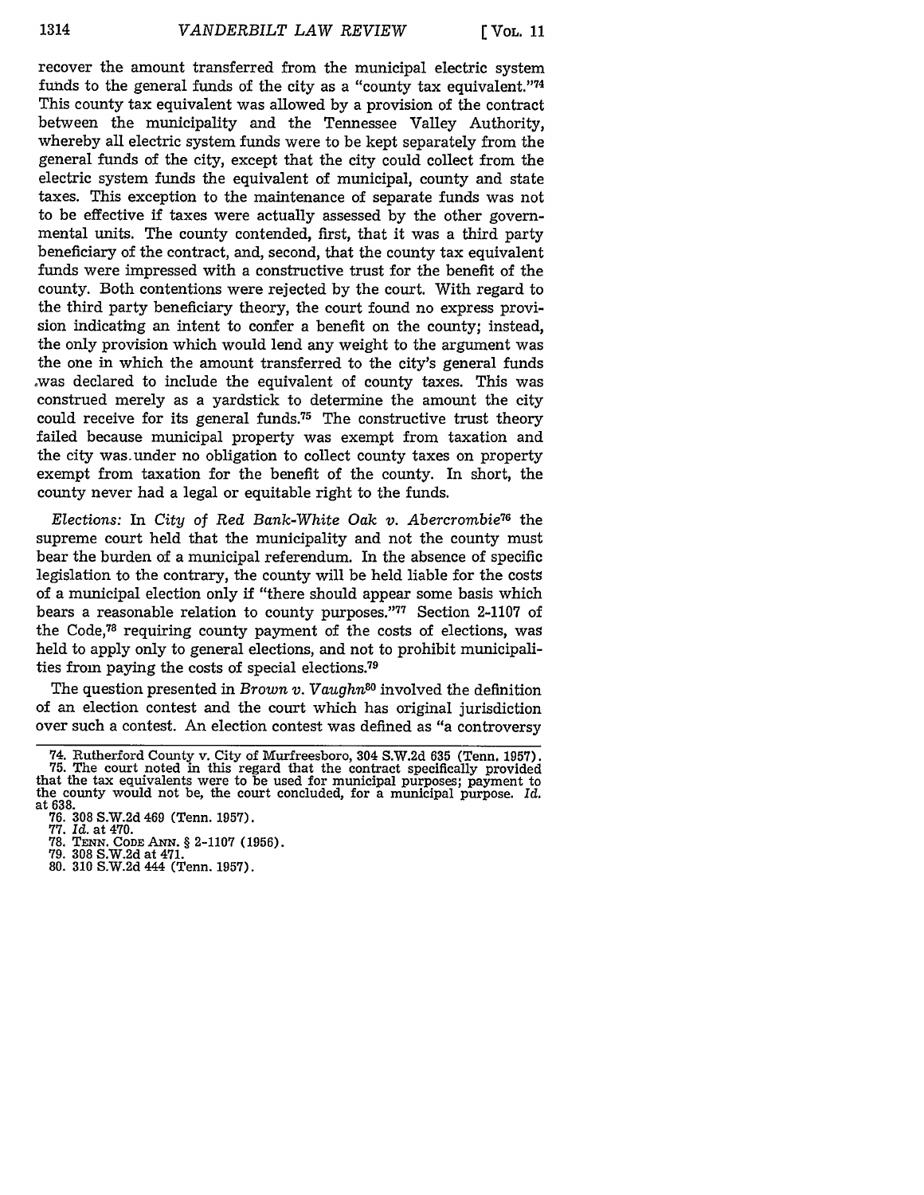recover the amount transferred from the municipal electric system funds to the general funds of the city as a "county tax equivalent."[74] This county tax equivalent was allowed by a provision of the contract between the municipality and the Tennessee Valley Authority, whereby all electric system funds were to be kept separately from the general funds of the city, except that the city could collect from the electric system funds the equivalent of municipal, county and state taxes. This exception to the maintenance of separate funds was not to be effective if taxes were actually assessed by the other governmental units. The county contended, first, that it was a third party beneficiary of the contract, and, second, that the county tax equivalent funds were impressed with a constructive trust for the benefit of the county. Both contentions were rejected by the court. With regard to the third party beneficiary theory, the court found no express provision indicating an intent to confer a benefit on the county; instead, the only provision which would lend any weight to the argument was the one in which the amount transferred to the city's general funds was declared to include the equivalent of county taxes. This was construed merely as a yardstick to determine the amount the city could receive for its general funds.[75] The constructive trust theory failed because municipal property was exempt from taxation and the city was under no obligation to collect county taxes on property exempt from taxation for the benefit of the county. In short, the county never had a legal or equitable right to the funds.

*Elections:* In *City of Red Bank-White Oak v. Abercrombie*[76] the supreme court held that the municipality and not the county must bear the burden of a municipal referendum. In the absence of specific legislation to the contrary, the county will be held liable for the costs of a municipal election only if "there should appear some basis which bears a reasonable relation to county purposes."[77] Section 2-1107 of the Code,[78] requiring county payment of the costs of elections, was held to apply only to general elections, and not to prohibit municipalities from paying the costs of special elections.[79]

The question presented in *Brown v. Vaughn*[80] involved the definition of an election contest and the court which has original jurisdiction over such a contest. An election contest was defined as "a controversy

---

74. Rutherford County v. City of Murfreesboro, 304 S.W.2d 635 (Tenn. 1957).

75. The court noted in this regard that the contract specifically provided that the tax equivalents were to be used for municipal purposes; payment to the county would not be, the court concluded, for a municipal purpose. *Id.* at 638.

76. 308 S.W.2d 469 (Tenn. 1957).

77. *Id.* at 470.

78. TENN. CODE ANN. § 2-1107 (1956).

79. 308 S.W.2d at 471.

80. 310 S.W.2d 444 (Tenn. 1957).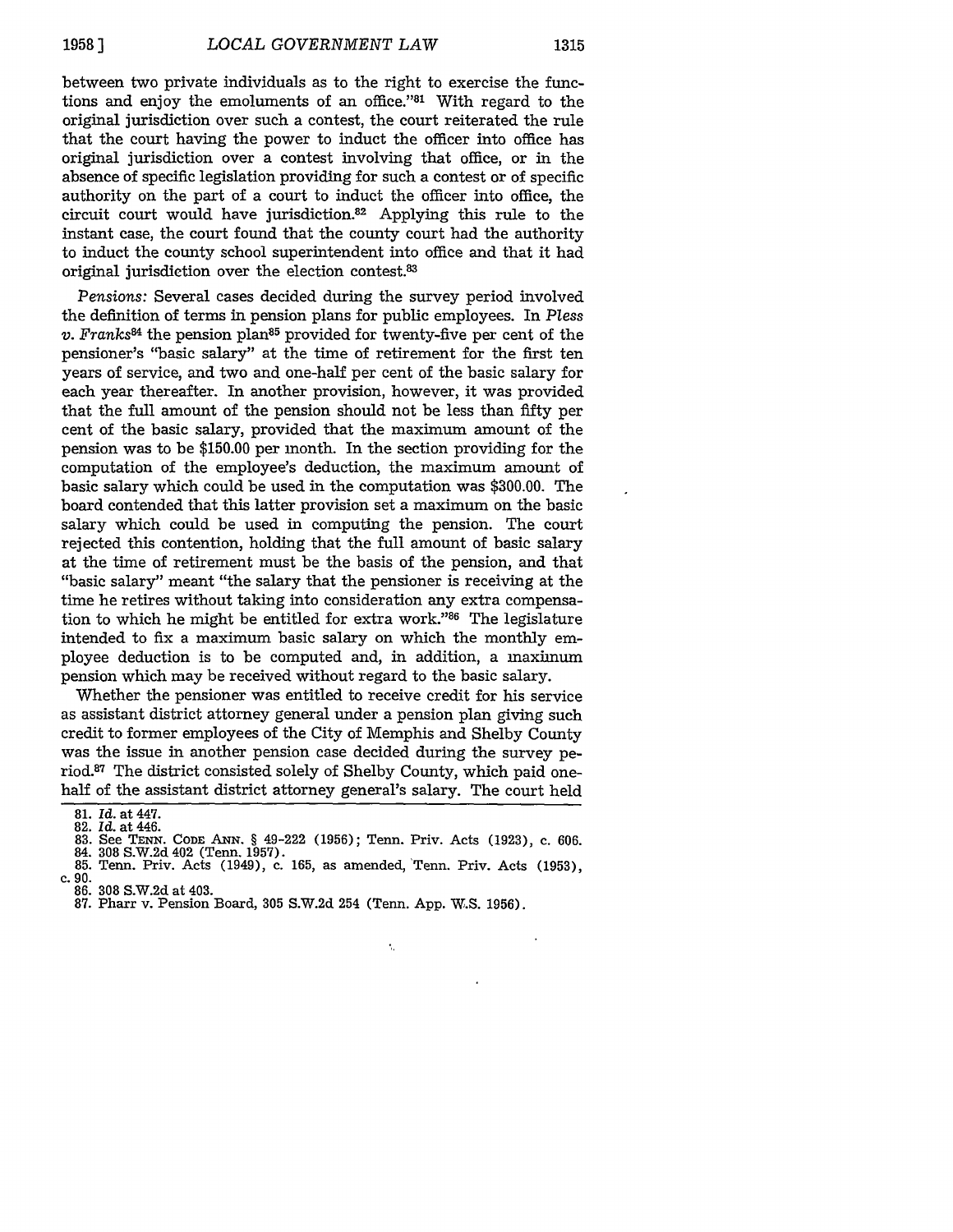between two private individuals as to the right to exercise the functions and enjoy the emoluments of an office."[81] With regard to the original jurisdiction over such a contest, the court reiterated the rule that the court having the power to induct the officer into office has original jurisdiction over a contest involving that office, or in the absence of specific legislation providing for such a contest or of specific authority on the part of a court to induct the officer into office, the circuit court would have jurisdiction.[82] Applying this rule to the instant case, the court found that the county court had the authority to induct the county school superintendent into office and that it had original jurisdiction over the election contest.[83]

*Pensions:* Several cases decided during the survey period involved the definition of terms in pension plans for public employees. In *Pless v. Franks*[84] the pension plan[85] provided for twenty-five per cent of the pensioner's "basic salary" at the time of retirement for the first ten years of service, and two and one-half per cent of the basic salary for each year thereafter. In another provision, however, it was provided that the full amount of the pension should not be less than fifty per cent of the basic salary, provided that the maximum amount of the pension was to be $150.00 per month. In the section providing for the computation of the employee's deduction, the maximum amount of basic salary which could be used in the computation was $300.00. The board contended that this latter provision set a maximum on the basic salary which could be used in computing the pension. The court rejected this contention, holding that the full amount of basic salary at the time of retirement must be the basis of the pension, and that "basic salary" meant "the salary that the pensioner is receiving at the time he retires without taking into consideration any extra compensation to which he might be entitled for extra work."[86] The legislature intended to fix a maximum basic salary on which the monthly employee deduction is to be computed and, in addition, a maximum pension which may be received without regard to the basic salary.

Whether the pensioner was entitled to receive credit for his service as assistant district attorney general under a pension plan giving such credit to former employees of the City of Memphis and Shelby County was the issue in another pension case decided during the survey period.[87] The district consisted solely of Shelby County, which paid one-half of the assistant district attorney general's salary. The court held

---

81. *Id.* at 447.
82. *Id.* at 446.
83. See TENN. CODE ANN. § 49-222 (1956); Tenn. Priv. Acts (1923), c. 606.
84. 308 S.W.2d 402 (Tenn. 1957).
85. Tenn. Priv. Acts (1949), c. 165, as amended, Tenn. Priv. Acts (1953), c. 90.
86. 308 S.W.2d at 403.
87. Pharr v. Pension Board, 305 S.W.2d 254 (Tenn. App. W.S. 1956).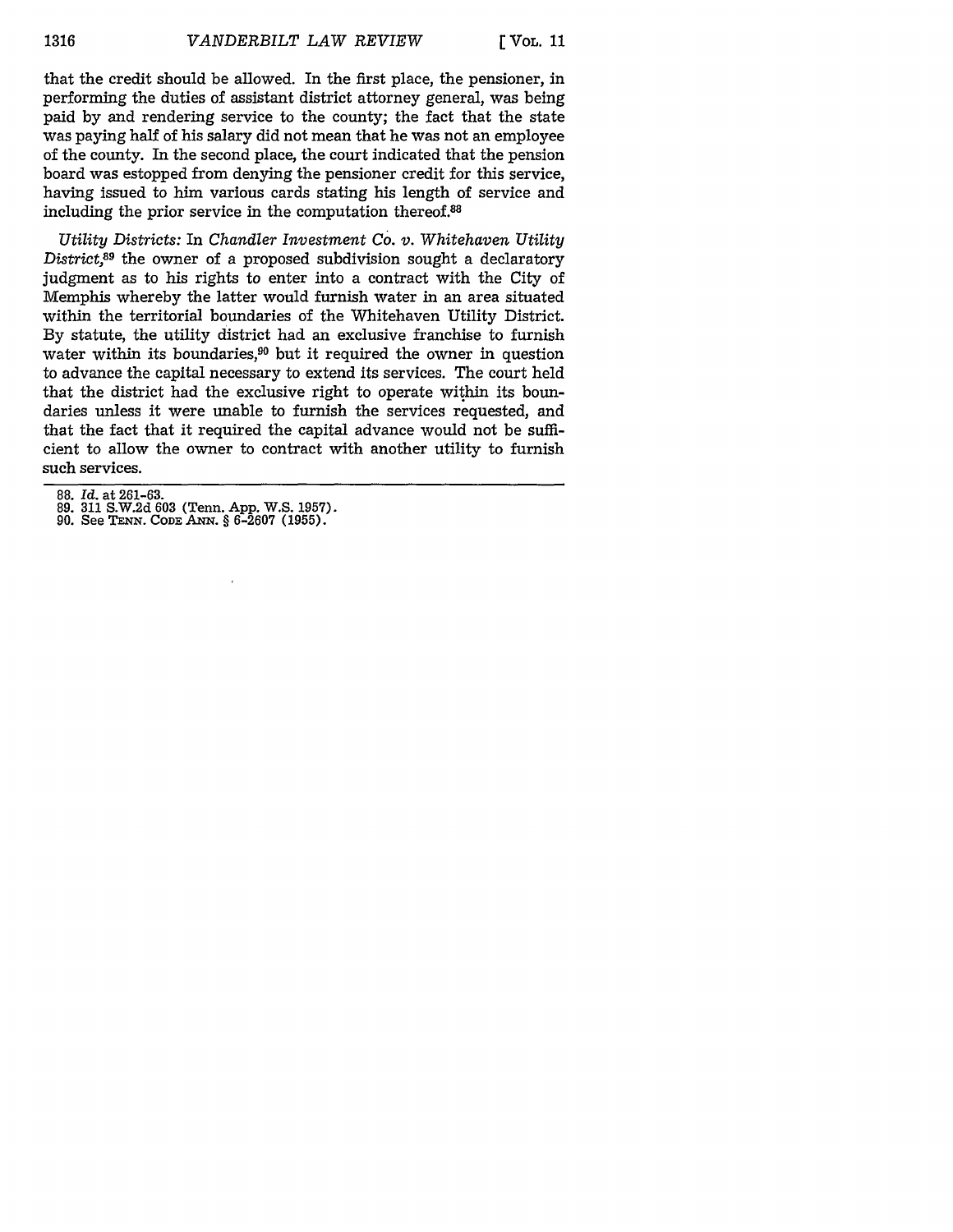that the credit should be allowed. In the first place, the pensioner, in performing the duties of assistant district attorney general, was being paid by and rendering service to the county; the fact that the state was paying half of his salary did not mean that he was not an employee of the county. In the second place, the court indicated that the pension board was estopped from denying the pensioner credit for this service, having issued to him various cards stating his length of service and including the prior service in the computation thereof.[88]

*Utility Districts:* In *Chandler Investment Co. v. Whitehaven Utility District*,[89] the owner of a proposed subdivision sought a declaratory judgment as to his rights to enter into a contract with the City of Memphis whereby the latter would furnish water in an area situated within the territorial boundaries of the Whitehaven Utility District. By statute, the utility district had an exclusive franchise to furnish water within its boundaries,[90] but it required the owner in question to advance the capital necessary to extend its services. The court held that the district had the exclusive right to operate within its boundaries unless it were unable to furnish the services requested, and that the fact that it required the capital advance would not be sufficient to allow the owner to contract with another utility to furnish such services.

---

88. *Id.* at 261-63.
89. 311 S.W.2d 603 (Tenn. App. W.S. 1957).
90. See TENN. CODE ANN. § 6-2607 (1955).